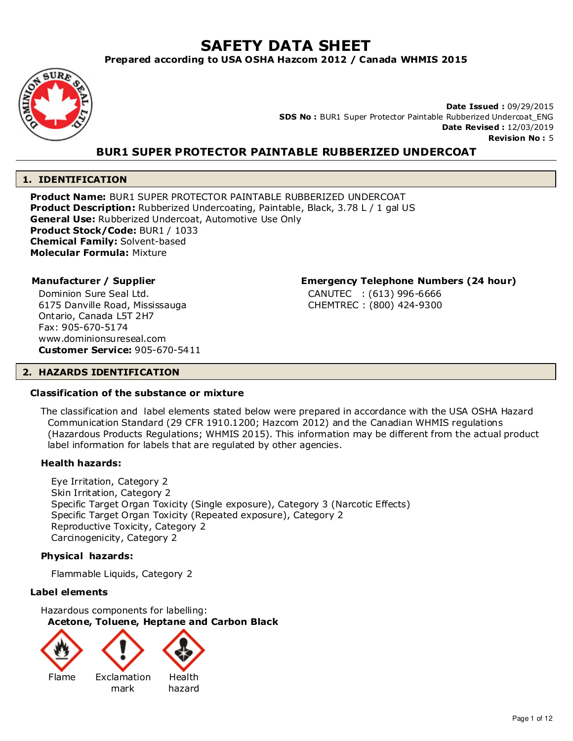# SAFETY DATA SHEET

**Prepared according to USA OSHA Hazcom 2012 / Canada WHMIS 2015**

**Date Issued :** 09/29/2015
**SDS No :** BUR1 Super Protector Paintable Rubberized Undercoat_ENG
**Date Revised :** 12/03/2019
**Revision No :** 5

## BUR1 SUPER PROTECTOR PAINTABLE RUBBERIZED UNDERCOAT

## 1. IDENTIFICATION

**Product Name:** BUR1 SUPER PROTECTOR PAINTABLE RUBBERIZED UNDERCOAT
**Product Description:** Rubberized Undercoating, Paintable, Black, 3.78 L / 1 gal US
**General Use:** Rubberized Undercoat, Automotive Use Only
**Product Stock/Code:** BUR1 / 1033
**Chemical Family:** Solvent-based
**Molecular Formula:** Mixture

**Manufacturer / Supplier**

Dominion Sure Seal Ltd.
6175 Danville Road, Mississauga
Ontario, Canada L5T 2H7
Fax: 905-670-5174
www.dominionsureseal.com
**Customer Service:** 905-670-5411

**Emergency Telephone Numbers (24 hour)**

CANUTEC : (613) 996-6666
CHEMTREC : (800) 424-9300

## 2. HAZARDS IDENTIFICATION

### Classification of the substance or mixture

The classification and label elements stated below were prepared in accordance with the USA OSHA Hazard Communication Standard (29 CFR 1910.1200; Hazcom 2012) and the Canadian WHMIS regulations (Hazardous Products Regulations; WHMIS 2015). This information may be different from the actual product label information for labels that are regulated by other agencies.

**Health hazards:**

Eye Irritation, Category 2
Skin Irritation, Category 2
Specific Target Organ Toxicity (Single exposure), Category 3 (Narcotic Effects)
Specific Target Organ Toxicity (Repeated exposure), Category 2
Reproductive Toxicity, Category 2
Carcinogenicity, Category 2

**Physical hazards:**

Flammable Liquids, Category 2

### Label elements

Hazardous components for labelling:
**Acetone, Toluene, Heptane and Carbon Black**

Flame | Exclamation mark | Health hazard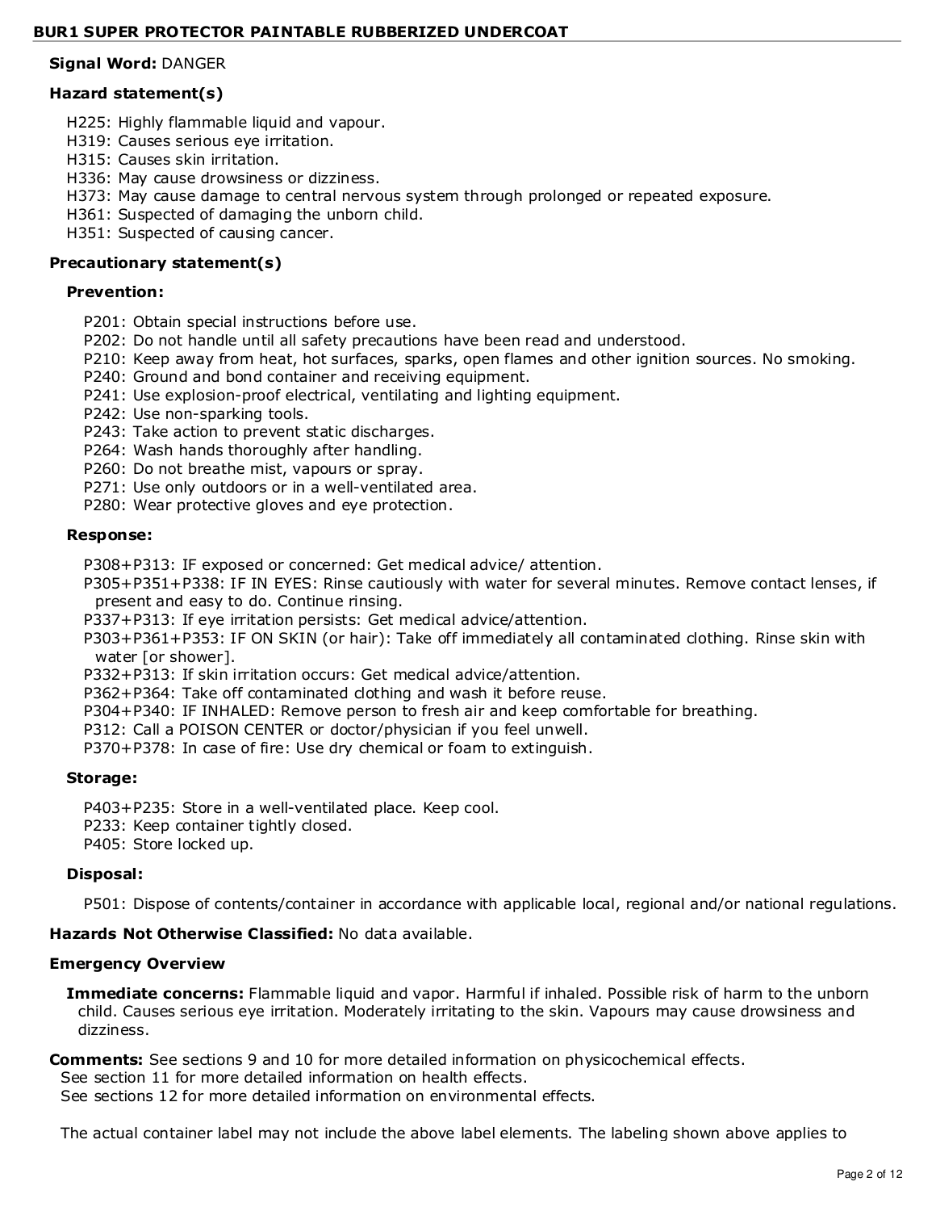**Signal Word:** DANGER

**Hazard statement(s)**

H225: Highly flammable liquid and vapour.
H319: Causes serious eye irritation.
H315: Causes skin irritation.
H336: May cause drowsiness or dizziness.
H373: May cause damage to central nervous system through prolonged or repeated exposure.
H361: Suspected of damaging the unborn child.
H351: Suspected of causing cancer.

**Precautionary statement(s)**

**Prevention:**

P201: Obtain special instructions before use.
P202: Do not handle until all safety precautions have been read and understood.
P210: Keep away from heat, hot surfaces, sparks, open flames and other ignition sources. No smoking.
P240: Ground and bond container and receiving equipment.
P241: Use explosion-proof electrical, ventilating and lighting equipment.
P242: Use non-sparking tools.
P243: Take action to prevent static discharges.
P264: Wash hands thoroughly after handling.
P260: Do not breathe mist, vapours or spray.
P271: Use only outdoors or in a well-ventilated area.
P280: Wear protective gloves and eye protection.

**Response:**

P308+P313: IF exposed or concerned: Get medical advice/ attention.
P305+P351+P338: IF IN EYES: Rinse cautiously with water for several minutes. Remove contact lenses, if present and easy to do. Continue rinsing.
P337+P313: If eye irritation persists: Get medical advice/attention.
P303+P361+P353: IF ON SKIN (or hair): Take off immediately all contaminated clothing. Rinse skin with water [or shower].
P332+P313: If skin irritation occurs: Get medical advice/attention.
P362+P364: Take off contaminated clothing and wash it before reuse.
P304+P340: IF INHALED: Remove person to fresh air and keep comfortable for breathing.
P312: Call a POISON CENTER or doctor/physician if you feel unwell.
P370+P378: In case of fire: Use dry chemical or foam to extinguish.

**Storage:**

P403+P235: Store in a well-ventilated place. Keep cool.
P233: Keep container tightly closed.
P405: Store locked up.

**Disposal:**

P501: Dispose of contents/container in accordance with applicable local, regional and/or national regulations.

**Hazards Not Otherwise Classified:** No data available.

**Emergency Overview**

**Immediate concerns:** Flammable liquid and vapor. Harmful if inhaled. Possible risk of harm to the unborn child. Causes serious eye irritation. Moderately irritating to the skin. Vapours may cause drowsiness and dizziness.

**Comments:** See sections 9 and 10 for more detailed information on physicochemical effects.
See section 11 for more detailed information on health effects.
See sections 12 for more detailed information on environmental effects.

The actual container label may not include the above label elements. The labeling shown above applies to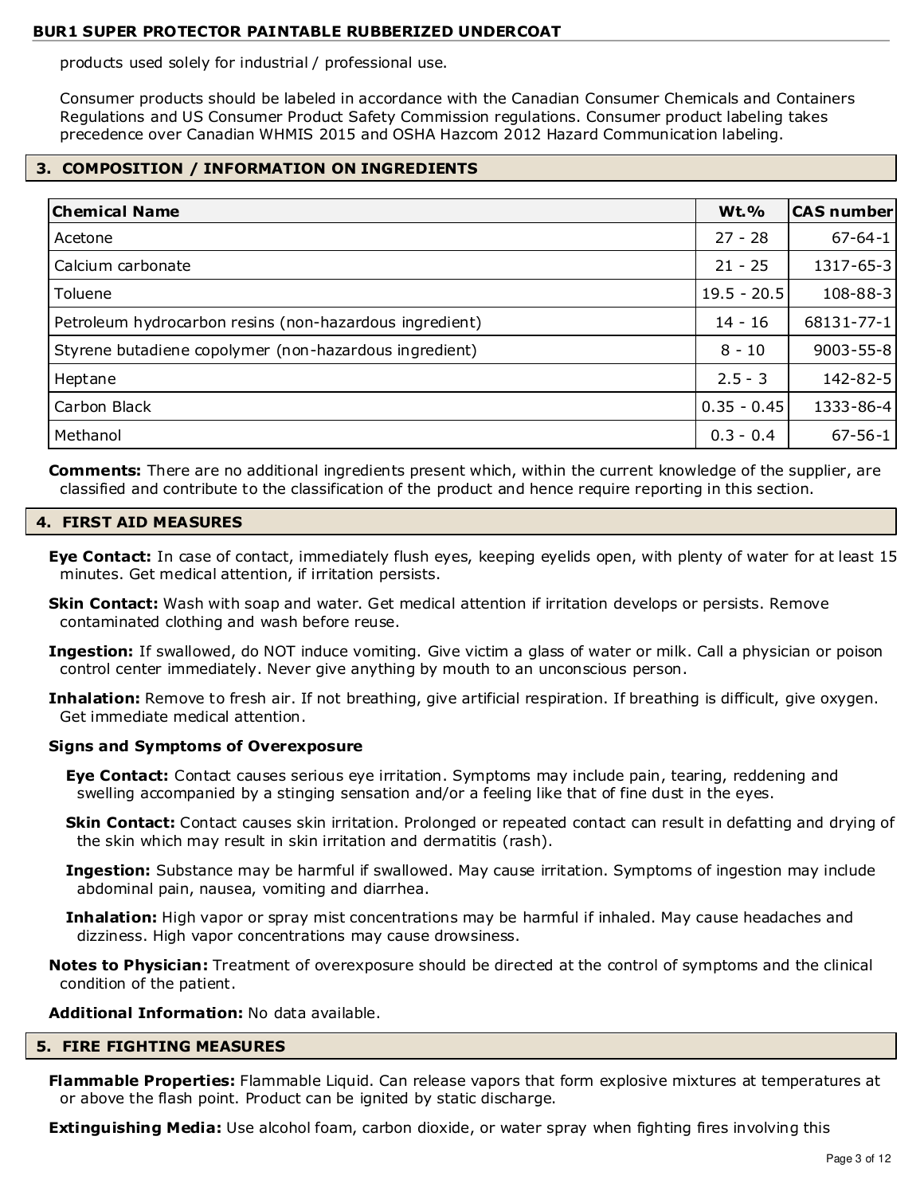products used solely for industrial / professional use.

Consumer products should be labeled in accordance with the Canadian Consumer Chemicals and Containers Regulations and US Consumer Product Safety Commission regulations. Consumer product labeling takes precedence over Canadian WHMIS 2015 and OSHA Hazcom 2012 Hazard Communication labeling.

## 3. COMPOSITION / INFORMATION ON INGREDIENTS

| Chemical Name | Wt.% | CAS number |
|---|---|---|
| Acetone | 27 - 28 | 67-64-1 |
| Calcium carbonate | 21 - 25 | 1317-65-3 |
| Toluene | 19.5 - 20.5 | 108-88-3 |
| Petroleum hydrocarbon resins (non-hazardous ingredient) | 14 - 16 | 68131-77-1 |
| Styrene butadiene copolymer (non-hazardous ingredient) | 8 - 10 | 9003-55-8 |
| Heptane | 2.5 - 3 | 142-82-5 |
| Carbon Black | 0.35 - 0.45 | 1333-86-4 |
| Methanol | 0.3 - 0.4 | 67-56-1 |

**Comments:** There are no additional ingredients present which, within the current knowledge of the supplier, are classified and contribute to the classification of the product and hence require reporting in this section.

## 4. FIRST AID MEASURES

**Eye Contact:** In case of contact, immediately flush eyes, keeping eyelids open, with plenty of water for at least 15 minutes. Get medical attention, if irritation persists.

**Skin Contact:** Wash with soap and water. Get medical attention if irritation develops or persists. Remove contaminated clothing and wash before reuse.

**Ingestion:** If swallowed, do NOT induce vomiting. Give victim a glass of water or milk. Call a physician or poison control center immediately. Never give anything by mouth to an unconscious person.

**Inhalation:** Remove to fresh air. If not breathing, give artificial respiration. If breathing is difficult, give oxygen. Get immediate medical attention.

### Signs and Symptoms of Overexposure

**Eye Contact:** Contact causes serious eye irritation. Symptoms may include pain, tearing, reddening and swelling accompanied by a stinging sensation and/or a feeling like that of fine dust in the eyes.

**Skin Contact:** Contact causes skin irritation. Prolonged or repeated contact can result in defatting and drying of the skin which may result in skin irritation and dermatitis (rash).

**Ingestion:** Substance may be harmful if swallowed. May cause irritation. Symptoms of ingestion may include abdominal pain, nausea, vomiting and diarrhea.

**Inhalation:** High vapor or spray mist concentrations may be harmful if inhaled. May cause headaches and dizziness. High vapor concentrations may cause drowsiness.

**Notes to Physician:** Treatment of overexposure should be directed at the control of symptoms and the clinical condition of the patient.

**Additional Information:** No data available.

## 5. FIRE FIGHTING MEASURES

**Flammable Properties:** Flammable Liquid. Can release vapors that form explosive mixtures at temperatures at or above the flash point. Product can be ignited by static discharge.

**Extinguishing Media:** Use alcohol foam, carbon dioxide, or water spray when fighting fires involving this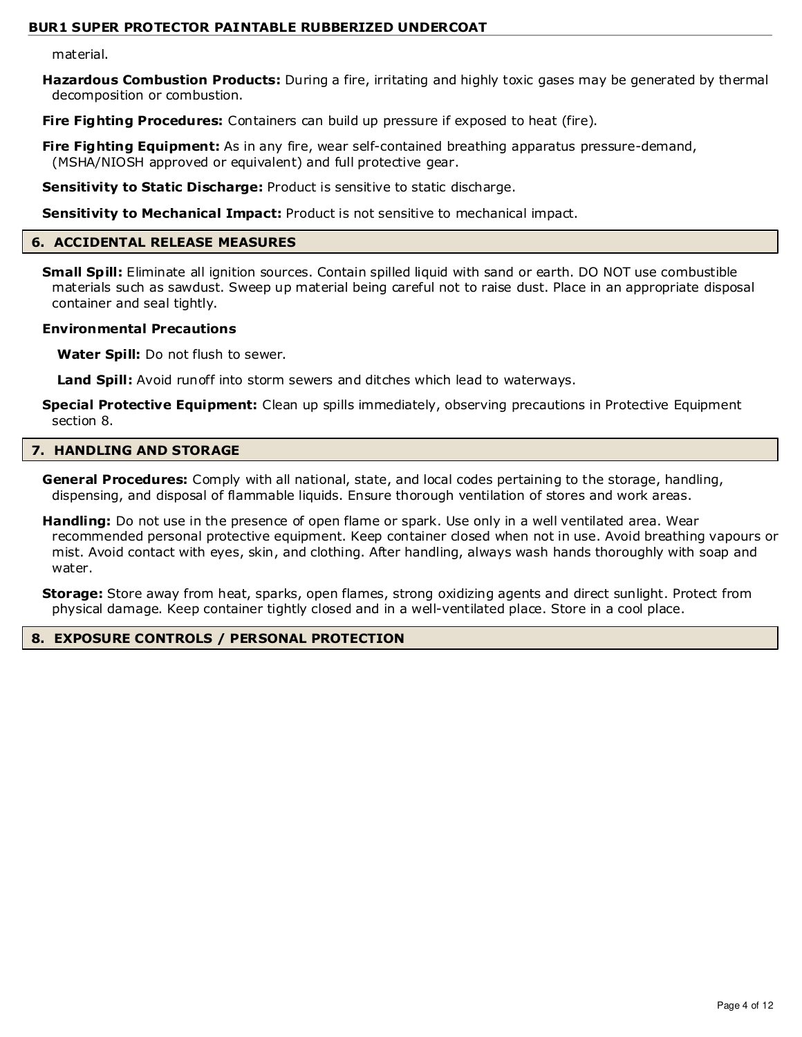material.

**Hazardous Combustion Products:** During a fire, irritating and highly toxic gases may be generated by thermal decomposition or combustion.

**Fire Fighting Procedures:** Containers can build up pressure if exposed to heat (fire).

**Fire Fighting Equipment:** As in any fire, wear self-contained breathing apparatus pressure-demand, (MSHA/NIOSH approved or equivalent) and full protective gear.

**Sensitivity to Static Discharge:** Product is sensitive to static discharge.

**Sensitivity to Mechanical Impact:** Product is not sensitive to mechanical impact.

## 6. ACCIDENTAL RELEASE MEASURES

**Small Spill:** Eliminate all ignition sources. Contain spilled liquid with sand or earth. DO NOT use combustible materials such as sawdust. Sweep up material being careful not to raise dust. Place in an appropriate disposal container and seal tightly.

**Environmental Precautions**

**Water Spill:** Do not flush to sewer.

**Land Spill:** Avoid runoff into storm sewers and ditches which lead to waterways.

**Special Protective Equipment:** Clean up spills immediately, observing precautions in Protective Equipment section 8.

## 7. HANDLING AND STORAGE

**General Procedures:** Comply with all national, state, and local codes pertaining to the storage, handling, dispensing, and disposal of flammable liquids. Ensure thorough ventilation of stores and work areas.

**Handling:** Do not use in the presence of open flame or spark. Use only in a well ventilated area. Wear recommended personal protective equipment. Keep container closed when not in use. Avoid breathing vapours or mist. Avoid contact with eyes, skin, and clothing. After handling, always wash hands thoroughly with soap and water.

**Storage:** Store away from heat, sparks, open flames, strong oxidizing agents and direct sunlight. Protect from physical damage. Keep container tightly closed and in a well-ventilated place. Store in a cool place.

## 8. EXPOSURE CONTROLS / PERSONAL PROTECTION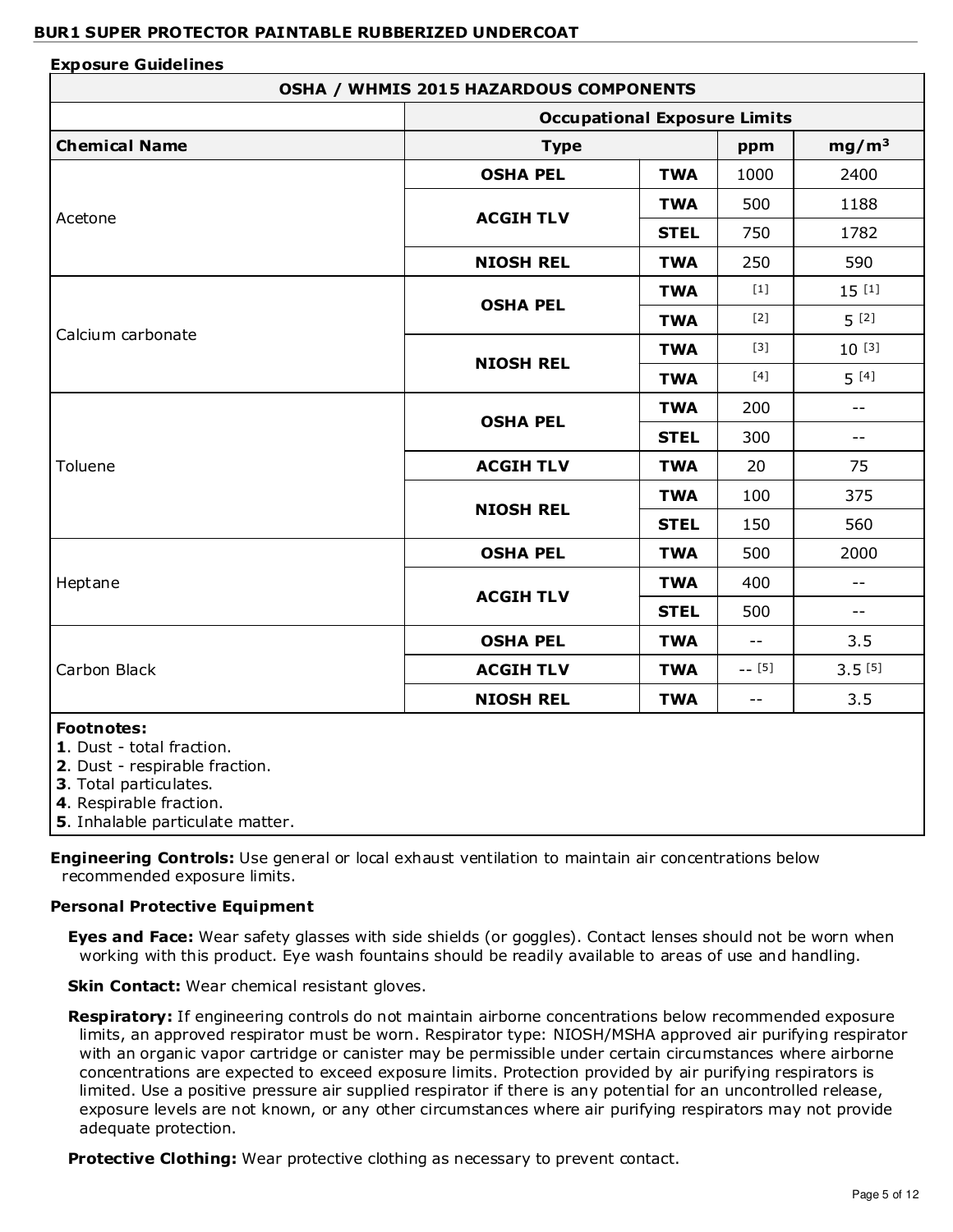**Exposure Guidelines**

| OSHA / WHMIS 2015 HAZARDOUS COMPONENTS | | | | |
|---|---|---|---|---|
| | **Occupational Exposure Limits** | | | |
| **Chemical Name** | **Type** | | **ppm** | **mg/m³** |
| Acetone | **OSHA PEL** | **TWA** | 1000 | 2400 |
| | **ACGIH TLV** | **TWA** | 500 | 1188 |
| | | **STEL** | 750 | 1782 |
| | **NIOSH REL** | **TWA** | 250 | 590 |
| Calcium carbonate | **OSHA PEL** | **TWA** | [1] | 15 [1] |
| | | **TWA** | [2] | 5 [2] |
| | **NIOSH REL** | **TWA** | [3] | 10 [3] |
| | | **TWA** | [4] | 5 [4] |
| Toluene | **OSHA PEL** | **TWA** | 200 | -- |
| | | **STEL** | 300 | -- |
| | **ACGIH TLV** | **TWA** | 20 | 75 |
| | **NIOSH REL** | **TWA** | 100 | 375 |
| | | **STEL** | 150 | 560 |
| Heptane | **OSHA PEL** | **TWA** | 500 | 2000 |
| | **ACGIH TLV** | **TWA** | 400 | -- |
| | | **STEL** | 500 | -- |
| Carbon Black | **OSHA PEL** | **TWA** | -- | 3.5 |
| | **ACGIH TLV** | **TWA** | -- [5] | 3.5 [5] |
| | **NIOSH REL** | **TWA** | -- | 3.5 |

**Footnotes:**
**1**. Dust - total fraction.
**2**. Dust - respirable fraction.
**3**. Total particulates.
**4**. Respirable fraction.
**5**. Inhalable particulate matter.

**Engineering Controls:** Use general or local exhaust ventilation to maintain air concentrations below recommended exposure limits.

**Personal Protective Equipment**

**Eyes and Face:** Wear safety glasses with side shields (or goggles). Contact lenses should not be worn when working with this product. Eye wash fountains should be readily available to areas of use and handling.

**Skin Contact:** Wear chemical resistant gloves.

**Respiratory:** If engineering controls do not maintain airborne concentrations below recommended exposure limits, an approved respirator must be worn. Respirator type: NIOSH/MSHA approved air purifying respirator with an organic vapor cartridge or canister may be permissible under certain circumstances where airborne concentrations are expected to exceed exposure limits. Protection provided by air purifying respirators is limited. Use a positive pressure air supplied respirator if there is any potential for an uncontrolled release, exposure levels are not known, or any other circumstances where air purifying respirators may not provide adequate protection.

**Protective Clothing:** Wear protective clothing as necessary to prevent contact.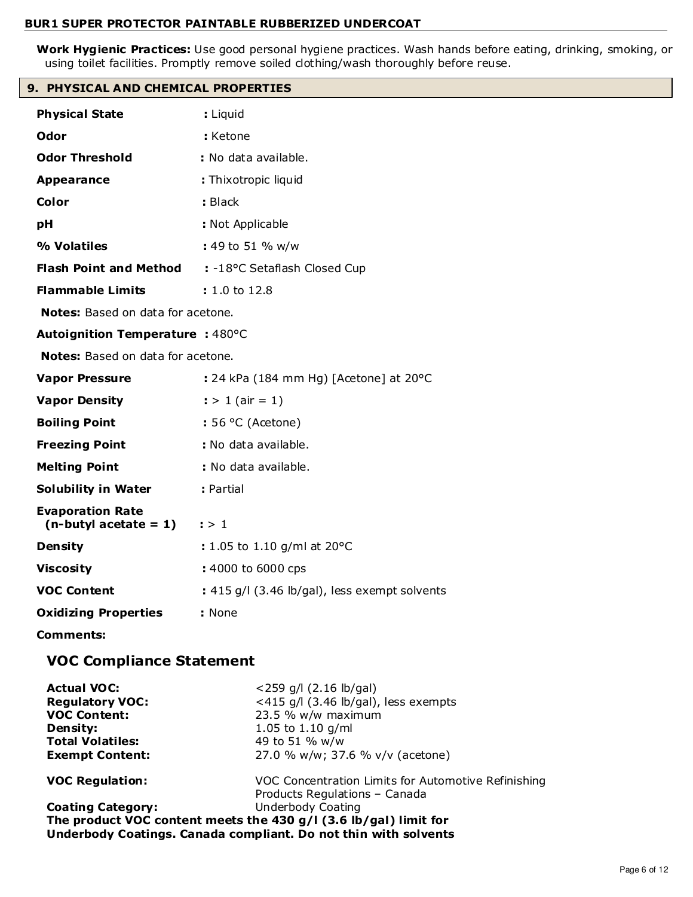**Work Hygienic Practices:** Use good personal hygiene practices. Wash hands before eating, drinking, smoking, or using toilet facilities. Promptly remove soiled clothing/wash thoroughly before reuse.

## 9. PHYSICAL AND CHEMICAL PROPERTIES

**Physical State** : Liquid

**Odor** : Ketone

**Odor Threshold** : No data available.

**Appearance** : Thixotropic liquid

**Color** : Black

**pH** : Not Applicable

**% Volatiles** : 49 to 51 % w/w

**Flash Point and Method** : -18°C Setaflash Closed Cup

**Flammable Limits** : 1.0 to 12.8

**Notes:** Based on data for acetone.

**Autoignition Temperature** : 480°C

**Notes:** Based on data for acetone.

**Vapor Pressure** : 24 kPa (184 mm Hg) [Acetone] at 20°C

**Vapor Density** : > 1 (air = 1)

**Boiling Point** : 56 °C (Acetone)

**Freezing Point** : No data available.

**Melting Point** : No data available.

**Solubility in Water** : Partial

**Evaporation Rate (n-butyl acetate = 1)** : > 1

**Density** : 1.05 to 1.10 g/ml at 20°C

**Viscosity** : 4000 to 6000 cps

**VOC Content** : 415 g/l (3.46 lb/gal), less exempt solvents

**Oxidizing Properties** : None

**Comments:**

### VOC Compliance Statement

**Actual VOC:** <259 g/l (2.16 lb/gal)
**Regulatory VOC:** <415 g/l (3.46 lb/gal), less exempts
**VOC Content:** 23.5 % w/w maximum
**Density:** 1.05 to 1.10 g/ml
**Total Volatiles:** 49 to 51 % w/w
**Exempt Content:** 27.0 % w/w; 37.6 % v/v (acetone)

**VOC Regulation:** VOC Concentration Limits for Automotive Refinishing Products Regulations – Canada
**Coating Category:** Underbody Coating
**The product VOC content meets the 430 g/l (3.6 lb/gal) limit for Underbody Coatings. Canada compliant. Do not thin with solvents**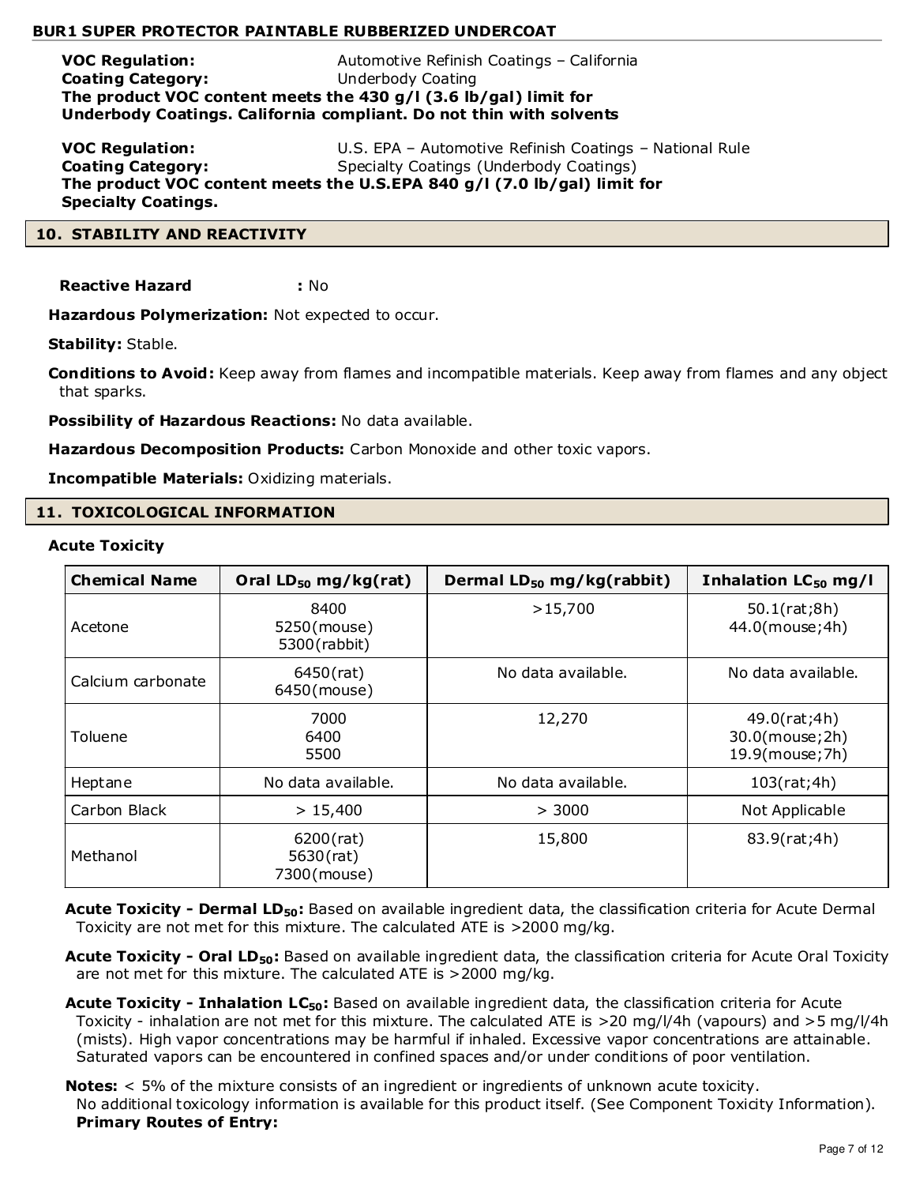**VOC Regulation:** Automotive Refinish Coatings – California
**Coating Category:** Underbody Coating
**The product VOC content meets the 430 g/l (3.6 lb/gal) limit for Underbody Coatings. California compliant. Do not thin with solvents**

**VOC Regulation:** U.S. EPA – Automotive Refinish Coatings – National Rule
**Coating Category:** Specialty Coatings (Underbody Coatings)
**The product VOC content meets the U.S.EPA 840 g/l (7.0 lb/gal) limit for Specialty Coatings.**

## 10. STABILITY AND REACTIVITY

**Reactive Hazard** **:** No

**Hazardous Polymerization:** Not expected to occur.

**Stability:** Stable.

**Conditions to Avoid:** Keep away from flames and incompatible materials. Keep away from flames and any object that sparks.

**Possibility of Hazardous Reactions:** No data available.

**Hazardous Decomposition Products:** Carbon Monoxide and other toxic vapors.

**Incompatible Materials:** Oxidizing materials.

## 11. TOXICOLOGICAL INFORMATION

**Acute Toxicity**

| Chemical Name | Oral $LD_{50}$ mg/kg(rat) | Dermal $LD_{50}$ mg/kg(rabbit) | Inhalation $LC_{50}$ mg/l |
|---|---|---|---|
| Acetone | 8400<br>5250(mouse)<br>5300(rabbit) | >15,700 | 50.1(rat;8h)<br>44.0(mouse;4h) |
| Calcium carbonate | 6450(rat)<br>6450(mouse) | No data available. | No data available. |
| Toluene | 7000<br>6400<br>5500 | 12,270 | 49.0(rat;4h)<br>30.0(mouse;2h)<br>19.9(mouse;7h) |
| Heptane | No data available. | No data available. | 103(rat;4h) |
| Carbon Black | > 15,400 | > 3000 | Not Applicable |
| Methanol | 6200(rat)<br>5630(rat)<br>7300(mouse) | 15,800 | 83.9(rat;4h) |

**Acute Toxicity - Dermal $LD_{50}$:** Based on available ingredient data, the classification criteria for Acute Dermal Toxicity are not met for this mixture. The calculated ATE is >2000 mg/kg.

**Acute Toxicity - Oral $LD_{50}$:** Based on available ingredient data, the classification criteria for Acute Oral Toxicity are not met for this mixture. The calculated ATE is >2000 mg/kg.

**Acute Toxicity - Inhalation $LC_{50}$:** Based on available ingredient data, the classification criteria for Acute Toxicity - inhalation are not met for this mixture. The calculated ATE is >20 mg/l/4h (vapours) and >5 mg/l/4h (mists). High vapor concentrations may be harmful if inhaled. Excessive vapor concentrations are attainable. Saturated vapors can be encountered in confined spaces and/or under conditions of poor ventilation.

**Notes:** < 5% of the mixture consists of an ingredient or ingredients of unknown acute toxicity.
No additional toxicology information is available for this product itself. (See Component Toxicity Information).
**Primary Routes of Entry:**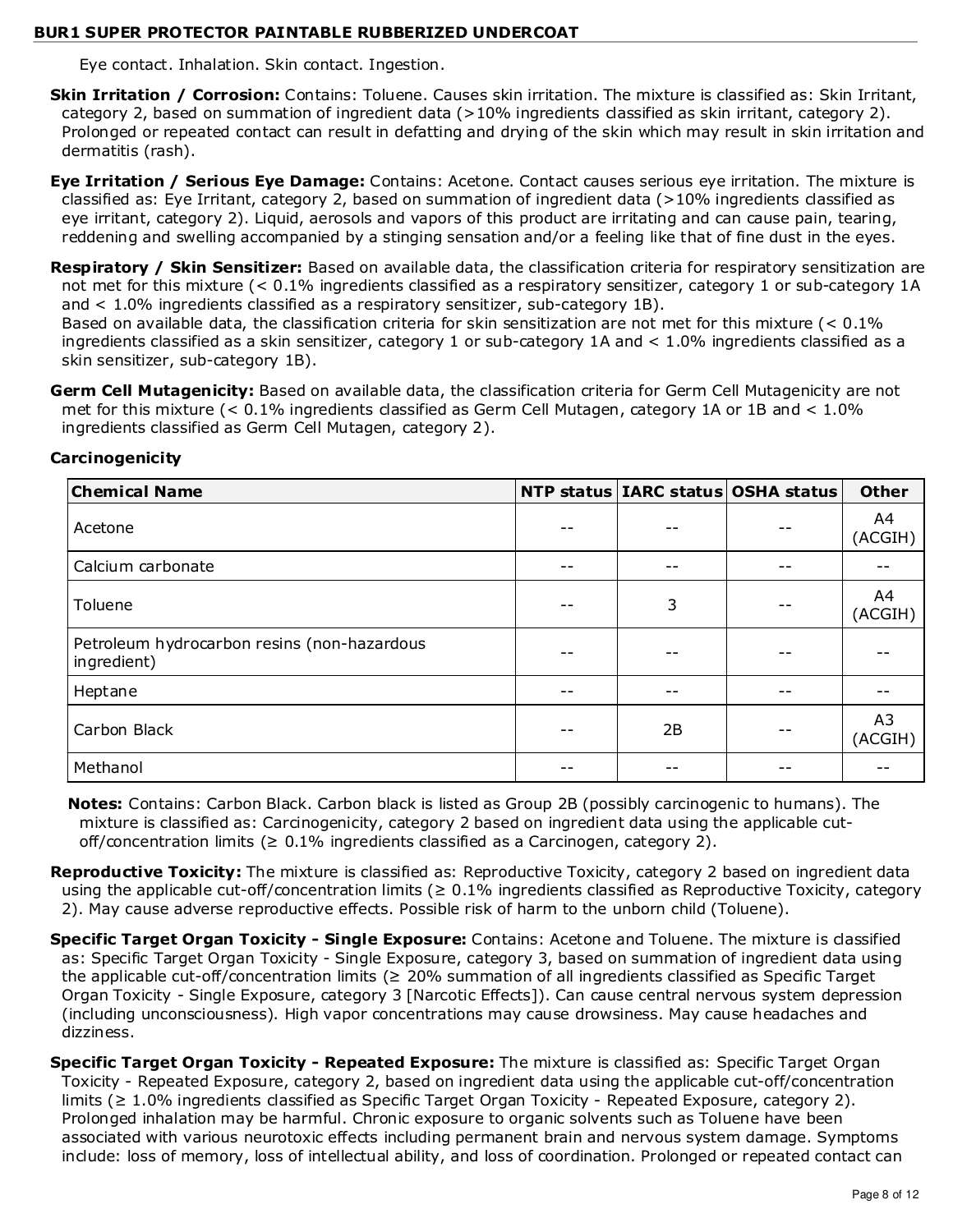Eye contact. Inhalation. Skin contact. Ingestion.

**Skin Irritation / Corrosion:** Contains: Toluene. Causes skin irritation. The mixture is classified as: Skin Irritant, category 2, based on summation of ingredient data (>10% ingredients classified as skin irritant, category 2). Prolonged or repeated contact can result in defatting and drying of the skin which may result in skin irritation and dermatitis (rash).

**Eye Irritation / Serious Eye Damage:** Contains: Acetone. Contact causes serious eye irritation. The mixture is classified as: Eye Irritant, category 2, based on summation of ingredient data (>10% ingredients classified as eye irritant, category 2). Liquid, aerosols and vapors of this product are irritating and can cause pain, tearing, reddening and swelling accompanied by a stinging sensation and/or a feeling like that of fine dust in the eyes.

**Respiratory / Skin Sensitizer:** Based on available data, the classification criteria for respiratory sensitization are not met for this mixture (< 0.1% ingredients classified as a respiratory sensitizer, category 1 or sub-category 1A and < 1.0% ingredients classified as a respiratory sensitizer, sub-category 1B).
Based on available data, the classification criteria for skin sensitization are not met for this mixture (< 0.1% ingredients classified as a skin sensitizer, category 1 or sub-category 1A and < 1.0% ingredients classified as a skin sensitizer, sub-category 1B).

**Germ Cell Mutagenicity:** Based on available data, the classification criteria for Germ Cell Mutagenicity are not met for this mixture (< 0.1% ingredients classified as Germ Cell Mutagen, category 1A or 1B and < 1.0% ingredients classified as Germ Cell Mutagen, category 2).

**Carcinogenicity**

| Chemical Name | NTP status | IARC status | OSHA status | Other |
|---|---|---|---|---|
| Acetone | -- | -- | -- | A4 (ACGIH) |
| Calcium carbonate | -- | -- | -- | -- |
| Toluene | -- | 3 | -- | A4 (ACGIH) |
| Petroleum hydrocarbon resins (non-hazardous ingredient) | -- | -- | -- | -- |
| Heptane | -- | -- | -- | -- |
| Carbon Black | -- | 2B | -- | A3 (ACGIH) |
| Methanol | -- | -- | -- | -- |

**Notes:** Contains: Carbon Black. Carbon black is listed as Group 2B (possibly carcinogenic to humans). The mixture is classified as: Carcinogenicity, category 2 based on ingredient data using the applicable cut-off/concentration limits (≥ 0.1% ingredients classified as a Carcinogen, category 2).

**Reproductive Toxicity:** The mixture is classified as: Reproductive Toxicity, category 2 based on ingredient data using the applicable cut-off/concentration limits (≥ 0.1% ingredients classified as Reproductive Toxicity, category 2). May cause adverse reproductive effects. Possible risk of harm to the unborn child (Toluene).

**Specific Target Organ Toxicity - Single Exposure:** Contains: Acetone and Toluene. The mixture is classified as: Specific Target Organ Toxicity - Single Exposure, category 3, based on summation of ingredient data using the applicable cut-off/concentration limits (≥ 20% summation of all ingredients classified as Specific Target Organ Toxicity - Single Exposure, category 3 [Narcotic Effects]). Can cause central nervous system depression (including unconsciousness). High vapor concentrations may cause drowsiness. May cause headaches and dizziness.

**Specific Target Organ Toxicity - Repeated Exposure:** The mixture is classified as: Specific Target Organ Toxicity - Repeated Exposure, category 2, based on ingredient data using the applicable cut-off/concentration limits (≥ 1.0% ingredients classified as Specific Target Organ Toxicity - Repeated Exposure, category 2). Prolonged inhalation may be harmful. Chronic exposure to organic solvents such as Toluene have been associated with various neurotoxic effects including permanent brain and nervous system damage. Symptoms include: loss of memory, loss of intellectual ability, and loss of coordination. Prolonged or repeated contact can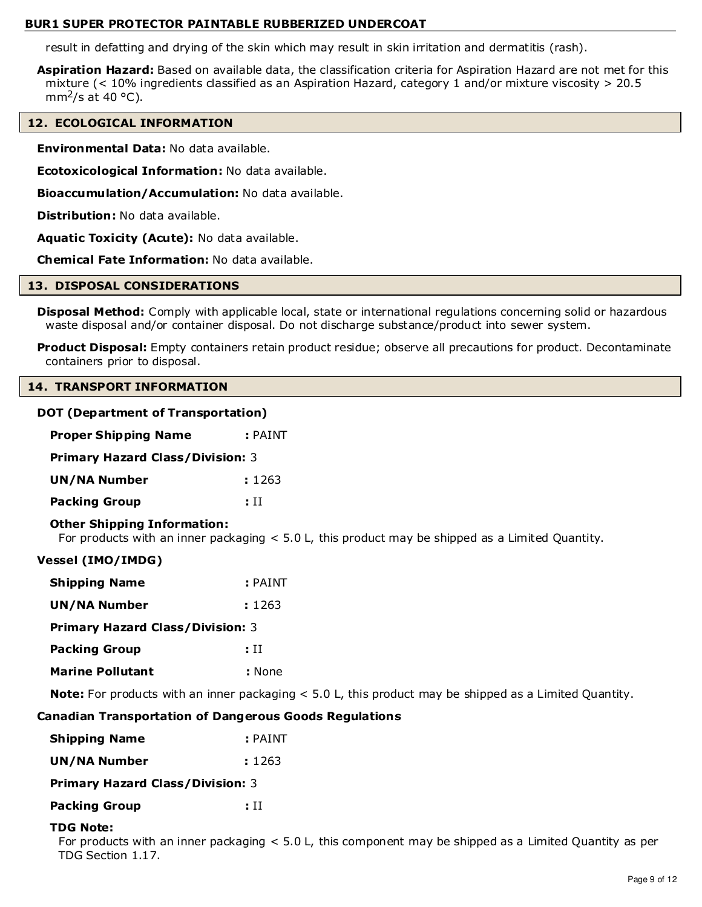result in defatting and drying of the skin which may result in skin irritation and dermatitis (rash).

**Aspiration Hazard:** Based on available data, the classification criteria for Aspiration Hazard are not met for this mixture (< 10% ingredients classified as an Aspiration Hazard, category 1 and/or mixture viscosity > 20.5 $mm^2/s$ at 40 °C).

## 12. ECOLOGICAL INFORMATION

**Environmental Data:** No data available.

**Ecotoxicological Information:** No data available.

**Bioaccumulation/Accumulation:** No data available.

**Distribution:** No data available.

**Aquatic Toxicity (Acute):** No data available.

**Chemical Fate Information:** No data available.

## 13. DISPOSAL CONSIDERATIONS

**Disposal Method:** Comply with applicable local, state or international regulations concerning solid or hazardous waste disposal and/or container disposal. Do not discharge substance/product into sewer system.

**Product Disposal:** Empty containers retain product residue; observe all precautions for product. Decontaminate containers prior to disposal.

## 14. TRANSPORT INFORMATION

### DOT (Department of Transportation)

**Proper Shipping Name** : PAINT

**Primary Hazard Class/Division:** 3

**UN/NA Number** : 1263

**Packing Group** : II

**Other Shipping Information:**
For products with an inner packaging < 5.0 L, this product may be shipped as a Limited Quantity.

### Vessel (IMO/IMDG)

**Shipping Name** : PAINT

**UN/NA Number** : 1263

**Primary Hazard Class/Division:** 3

**Packing Group** : II

**Marine Pollutant** : None

**Note:** For products with an inner packaging < 5.0 L, this product may be shipped as a Limited Quantity.

### Canadian Transportation of Dangerous Goods Regulations

**Shipping Name** : PAINT

**UN/NA Number** : 1263

**Primary Hazard Class/Division:** 3

**Packing Group** : II

**TDG Note:**
For products with an inner packaging < 5.0 L, this component may be shipped as a Limited Quantity as per TDG Section 1.17.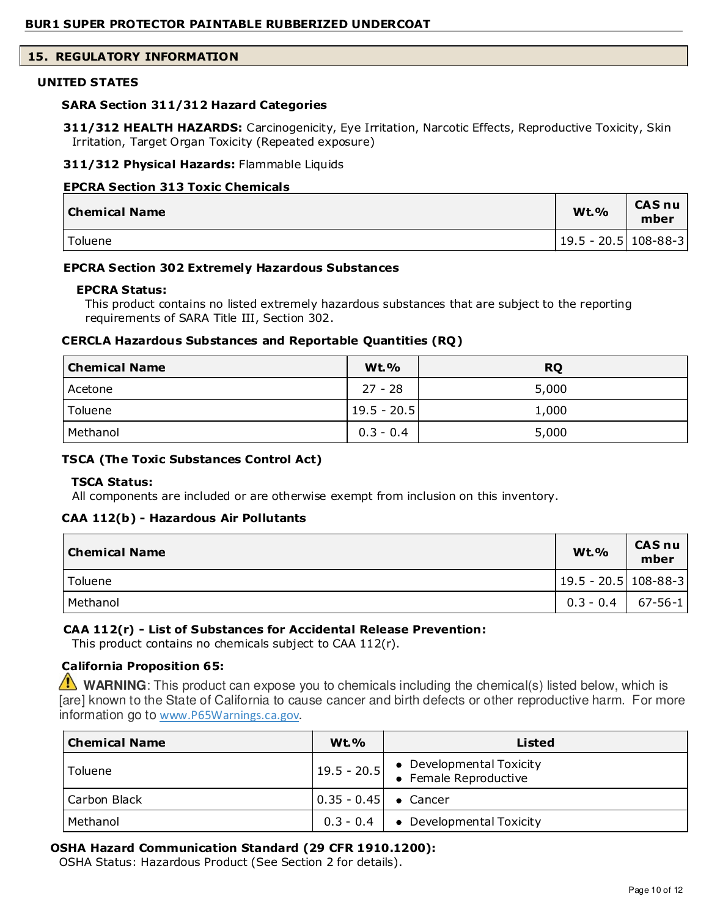## 15. REGULATORY INFORMATION

### UNITED STATES

#### SARA Section 311/312 Hazard Categories

**311/312 HEALTH HAZARDS:** Carcinogenicity, Eye Irritation, Narcotic Effects, Reproductive Toxicity, Skin Irritation, Target Organ Toxicity (Repeated exposure)

**311/312 Physical Hazards:** Flammable Liquids

#### EPCRA Section 313 Toxic Chemicals

| Chemical Name | Wt.% | CAS number |
|---|---|---|
| Toluene | 19.5 - 20.5 | 108-88-3 |

#### EPCRA Section 302 Extremely Hazardous Substances

**EPCRA Status:**
This product contains no listed extremely hazardous substances that are subject to the reporting requirements of SARA Title III, Section 302.

#### CERCLA Hazardous Substances and Reportable Quantities (RQ)

| Chemical Name | Wt.% | RQ |
|---|---|---|
| Acetone | 27 - 28 | 5,000 |
| Toluene | 19.5 - 20.5 | 1,000 |
| Methanol | 0.3 - 0.4 | 5,000 |

#### TSCA (The Toxic Substances Control Act)

**TSCA Status:**
All components are included or are otherwise exempt from inclusion on this inventory.

#### CAA 112(b) - Hazardous Air Pollutants

| Chemical Name | Wt.% | CAS number |
|---|---|---|
| Toluene | 19.5 - 20.5 | 108-88-3 |
| Methanol | 0.3 - 0.4 | 67-56-1 |

#### CAA 112(r) - List of Substances for Accidental Release Prevention:

This product contains no chemicals subject to CAA 112(r).

#### California Proposition 65:

⚠ **WARNING**: This product can expose you to chemicals including the chemical(s) listed below, which is [are] known to the State of California to cause cancer and birth defects or other reproductive harm. For more information go to www.P65Warnings.ca.gov.

| Chemical Name | Wt.% | Listed |
|---|---|---|
| Toluene | 19.5 - 20.5 | • Developmental Toxicity<br>• Female Reproductive |
| Carbon Black | 0.35 - 0.45 | • Cancer |
| Methanol | 0.3 - 0.4 | • Developmental Toxicity |

#### OSHA Hazard Communication Standard (29 CFR 1910.1200):

OSHA Status: Hazardous Product (See Section 2 for details).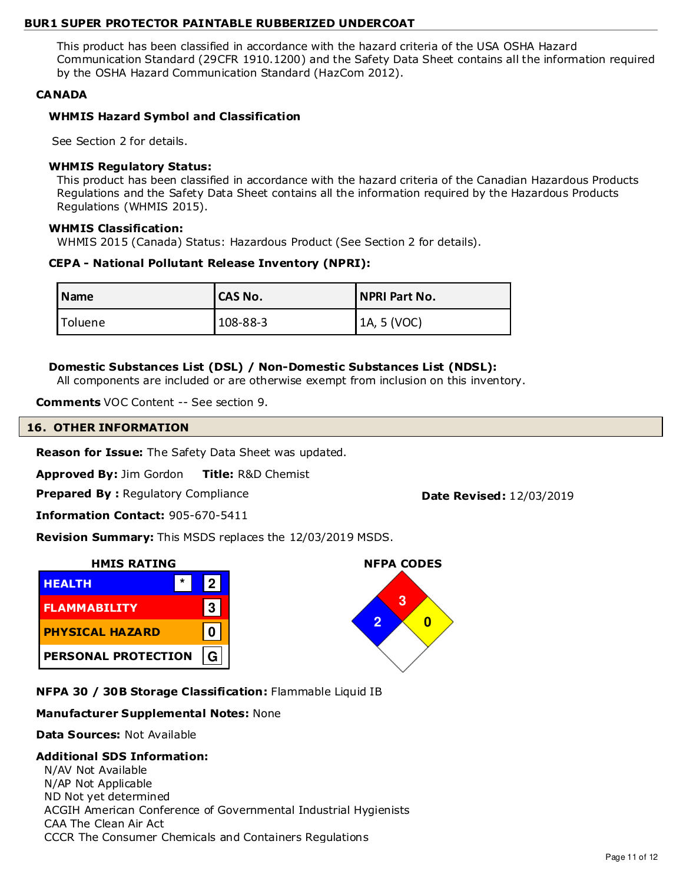This product has been classified in accordance with the hazard criteria of the USA OSHA Hazard Communication Standard (29CFR 1910.1200) and the Safety Data Sheet contains all the information required by the OSHA Hazard Communication Standard (HazCom 2012).

**CANADA**

**WHMIS Hazard Symbol and Classification**

See Section 2 for details.

**WHMIS Regulatory Status:**

This product has been classified in accordance with the hazard criteria of the Canadian Hazardous Products Regulations and the Safety Data Sheet contains all the information required by the Hazardous Products Regulations (WHMIS 2015).

**WHMIS Classification:**

WHMIS 2015 (Canada) Status: Hazardous Product (See Section 2 for details).

**CEPA - National Pollutant Release Inventory (NPRI):**

| Name | CAS No. | NPRI Part No. |
|---|---|---|
| Toluene | 108-88-3 | 1A, 5 (VOC) |

**Domestic Substances List (DSL) / Non-Domestic Substances List (NDSL):**

All components are included or are otherwise exempt from inclusion on this inventory.

**Comments** VOC Content -- See section 9.

## 16. OTHER INFORMATION

**Reason for Issue:** The Safety Data Sheet was updated.

**Approved By:** Jim Gordon **Title:** R&D Chemist

**Prepared By :** Regulatory Compliance

**Date Revised:** 12/03/2019

**Information Contact:** 905-670-5411

**Revision Summary:** This MSDS replaces the 12/03/2019 MSDS.

**HMIS RATING**

| | | |
|---|---|---|
| HEALTH | * | 2 |
| FLAMMABILITY | | 3 |
| PHYSICAL HAZARD | | 0 |
| PERSONAL PROTECTION | | G |

**NFPA CODES**

Health: 2, Flammability: 3, Instability: 0

**NFPA 30 / 30B Storage Classification:** Flammable Liquid IB

**Manufacturer Supplemental Notes:** None

**Data Sources:** Not Available

**Additional SDS Information:**

N/AV Not Available
N/AP Not Applicable
ND Not yet determined
ACGIH American Conference of Governmental Industrial Hygienists
CAA The Clean Air Act
CCCR The Consumer Chemicals and Containers Regulations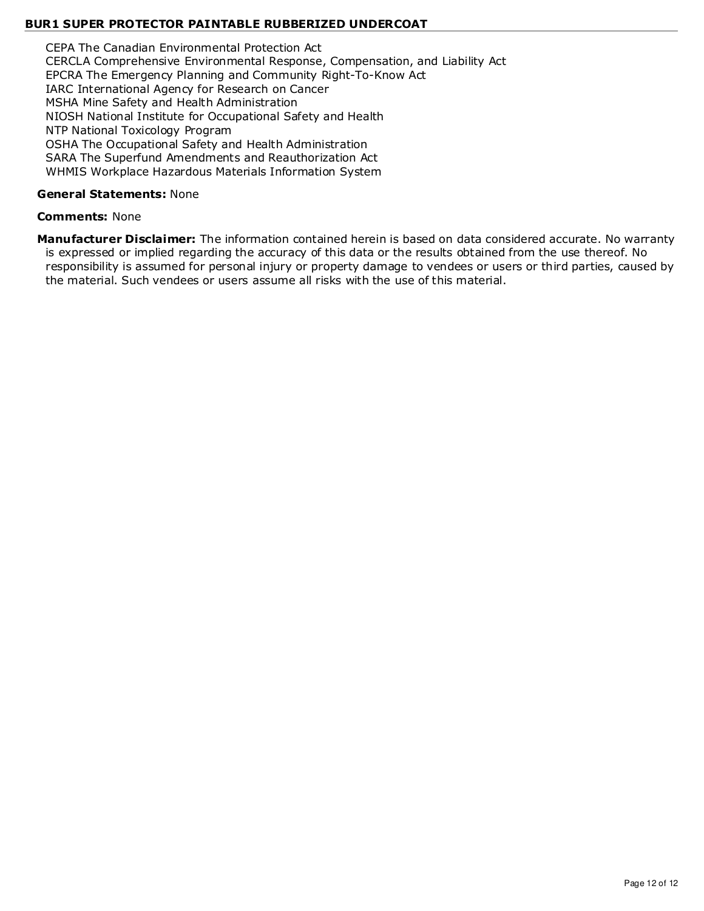CEPA The Canadian Environmental Protection Act
CERCLA Comprehensive Environmental Response, Compensation, and Liability Act
EPCRA The Emergency Planning and Community Right-To-Know Act
IARC International Agency for Research on Cancer
MSHA Mine Safety and Health Administration
NIOSH National Institute for Occupational Safety and Health
NTP National Toxicology Program
OSHA The Occupational Safety and Health Administration
SARA The Superfund Amendments and Reauthorization Act
WHMIS Workplace Hazardous Materials Information System

**General Statements:** None

**Comments:** None

**Manufacturer Disclaimer:** The information contained herein is based on data considered accurate. No warranty is expressed or implied regarding the accuracy of this data or the results obtained from the use thereof. No responsibility is assumed for personal injury or property damage to vendees or users or third parties, caused by the material. Such vendees or users assume all risks with the use of this material.